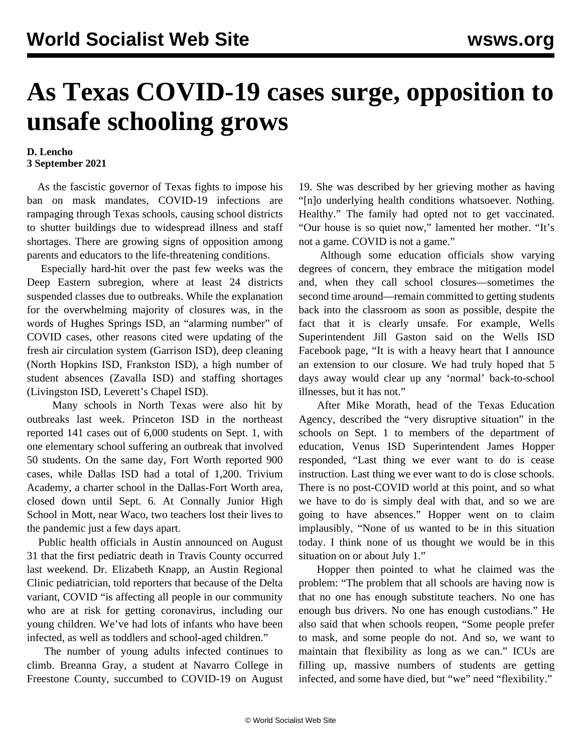# As Texas COVID-19 cases surge, opposition to unsafe schooling grows

**D. Lencho**
**3 September 2021**

As the fascistic governor of Texas fights to impose his ban on mask mandates, COVID-19 infections are rampaging through Texas schools, causing school districts to shutter buildings due to widespread illness and staff shortages. There are growing signs of opposition among parents and educators to the life-threatening conditions.

Especially hard-hit over the past few weeks was the Deep Eastern subregion, where at least 24 districts suspended classes due to outbreaks. While the explanation for the overwhelming majority of closures was, in the words of Hughes Springs ISD, an "alarming number" of COVID cases, other reasons cited were updating of the fresh air circulation system (Garrison ISD), deep cleaning (North Hopkins ISD, Frankston ISD), a high number of student absences (Zavalla ISD) and staffing shortages (Livingston ISD, Leverett's Chapel ISD).

Many schools in North Texas were also hit by outbreaks last week. Princeton ISD in the northeast reported 141 cases out of 6,000 students on Sept. 1, with one elementary school suffering an outbreak that involved 50 students. On the same day, Fort Worth reported 900 cases, while Dallas ISD had a total of 1,200. Trivium Academy, a charter school in the Dallas-Fort Worth area, closed down until Sept. 6. At Connally Junior High School in Mott, near Waco, two teachers lost their lives to the pandemic just a few days apart.

Public health officials in Austin announced on August 31 that the first pediatric death in Travis County occurred last weekend. Dr. Elizabeth Knapp, an Austin Regional Clinic pediatrician, told reporters that because of the Delta variant, COVID "is affecting all people in our community who are at risk for getting coronavirus, including our young children. We've had lots of infants who have been infected, as well as toddlers and school-aged children."

The number of young adults infected continues to climb. Breanna Gray, a student at Navarro College in Freestone County, succumbed to COVID-19 on August 19. She was described by her grieving mother as having "[n]o underlying health conditions whatsoever. Nothing. Healthy." The family had opted not to get vaccinated. "Our house is so quiet now," lamented her mother. "It's not a game. COVID is not a game."

Although some education officials show varying degrees of concern, they embrace the mitigation model and, when they call school closures—sometimes the second time around—remain committed to getting students back into the classroom as soon as possible, despite the fact that it is clearly unsafe. For example, Wells Superintendent Jill Gaston said on the Wells ISD Facebook page, "It is with a heavy heart that I announce an extension to our closure. We had truly hoped that 5 days away would clear up any 'normal' back-to-school illnesses, but it has not."

After Mike Morath, head of the Texas Education Agency, described the "very disruptive situation" in the schools on Sept. 1 to members of the department of education, Venus ISD Superintendent James Hopper responded, "Last thing we ever want to do is cease instruction. Last thing we ever want to do is close schools. There is no post-COVID world at this point, and so what we have to do is simply deal with that, and so we are going to have absences." Hopper went on to claim implausibly, "None of us wanted to be in this situation today. I think none of us thought we would be in this situation on or about July 1."

Hopper then pointed to what he claimed was the problem: "The problem that all schools are having now is that no one has enough substitute teachers. No one has enough bus drivers. No one has enough custodians." He also said that when schools reopen, "Some people prefer to mask, and some people do not. And so, we want to maintain that flexibility as long as we can." ICUs are filling up, massive numbers of students are getting infected, and some have died, but "we" need "flexibility."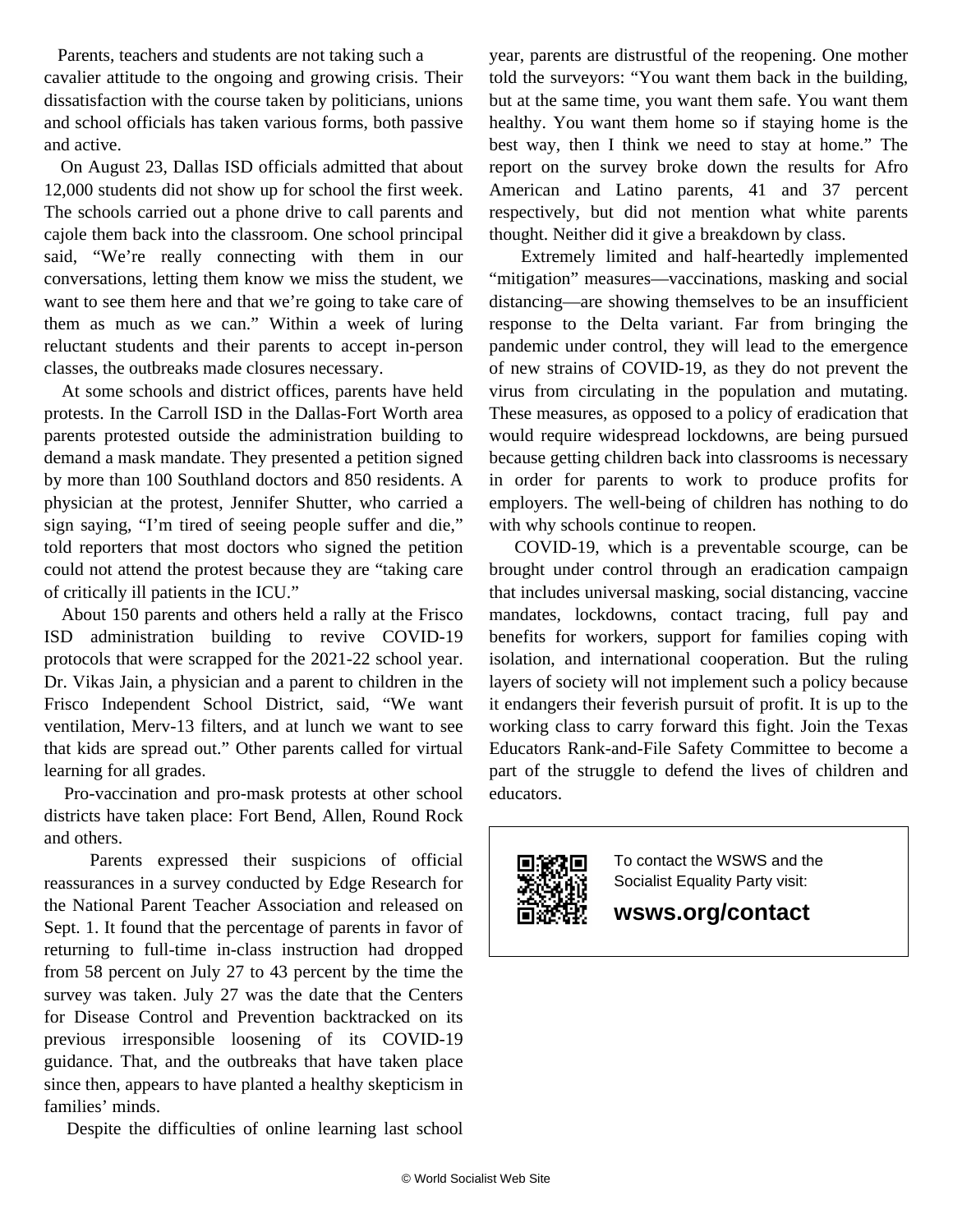Parents, teachers and students are not taking such a cavalier attitude to the ongoing and growing crisis. Their dissatisfaction with the course taken by politicians, unions and school officials has taken various forms, both passive and active.

On August 23, Dallas ISD officials admitted that about 12,000 students did not show up for school the first week. The schools carried out a phone drive to call parents and cajole them back into the classroom. One school principal said, “We’re really connecting with them in our conversations, letting them know we miss the student, we want to see them here and that we’re going to take care of them as much as we can.” Within a week of luring reluctant students and their parents to accept in-person classes, the outbreaks made closures necessary.

At some schools and district offices, parents have held protests. In the Carroll ISD in the Dallas-Fort Worth area parents protested outside the administration building to demand a mask mandate. They presented a petition signed by more than 100 Southland doctors and 850 residents. A physician at the protest, Jennifer Shutter, who carried a sign saying, “I’m tired of seeing people suffer and die,” told reporters that most doctors who signed the petition could not attend the protest because they are “taking care of critically ill patients in the ICU.”

About 150 parents and others held a rally at the Frisco ISD administration building to revive COVID-19 protocols that were scrapped for the 2021-22 school year. Dr. Vikas Jain, a physician and a parent to children in the Frisco Independent School District, said, “We want ventilation, Merv-13 filters, and at lunch we want to see that kids are spread out.” Other parents called for virtual learning for all grades.

Pro-vaccination and pro-mask protests at other school districts have taken place: Fort Bend, Allen, Round Rock and others.

Parents expressed their suspicions of official reassurances in a survey conducted by Edge Research for the National Parent Teacher Association and released on Sept. 1. It found that the percentage of parents in favor of returning to full-time in-class instruction had dropped from 58 percent on July 27 to 43 percent by the time the survey was taken. July 27 was the date that the Centers for Disease Control and Prevention backtracked on its previous irresponsible loosening of its COVID-19 guidance. That, and the outbreaks that have taken place since then, appears to have planted a healthy skepticism in families’ minds.

Despite the difficulties of online learning last school year, parents are distrustful of the reopening. One mother told the surveyors: “You want them back in the building, but at the same time, you want them safe. You want them healthy. You want them home so if staying home is the best way, then I think we need to stay at home.” The report on the survey broke down the results for Afro American and Latino parents, 41 and 37 percent respectively, but did not mention what white parents thought. Neither did it give a breakdown by class.

Extremely limited and half-heartedly implemented “mitigation” measures—vaccinations, masking and social distancing—are showing themselves to be an insufficient response to the Delta variant. Far from bringing the pandemic under control, they will lead to the emergence of new strains of COVID-19, as they do not prevent the virus from circulating in the population and mutating. These measures, as opposed to a policy of eradication that would require widespread lockdowns, are being pursued because getting children back into classrooms is necessary in order for parents to work to produce profits for employers. The well-being of children has nothing to do with why schools continue to reopen.

COVID-19, which is a preventable scourge, can be brought under control through an eradication campaign that includes universal masking, social distancing, vaccine mandates, lockdowns, contact tracing, full pay and benefits for workers, support for families coping with isolation, and international cooperation. But the ruling layers of society will not implement such a policy because it endangers their feverish pursuit of profit. It is up to the working class to carry forward this fight. Join the Texas Educators Rank-and-File Safety Committee to become a part of the struggle to defend the lives of children and educators.

To contact the WSWS and the Socialist Equality Party visit:

**wsws.org/contact**